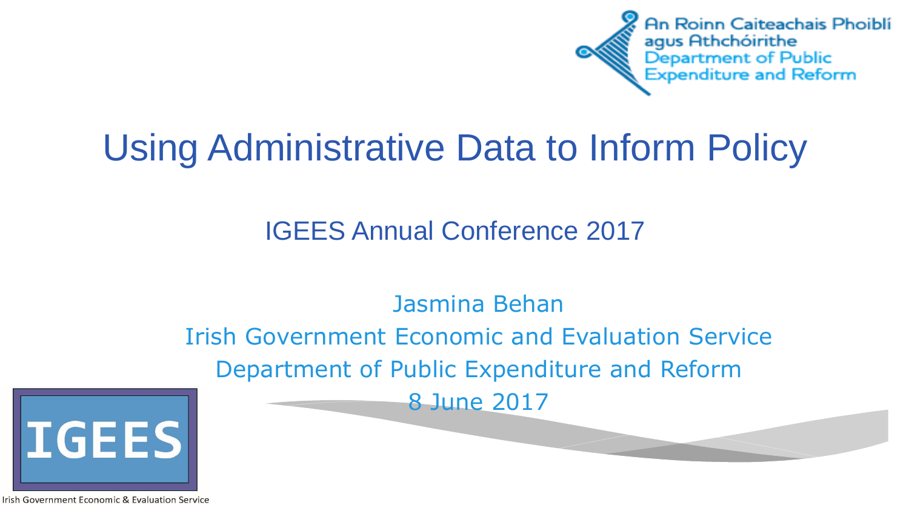An Roinn Caiteachais Phoiblí agus Athchóirithe
Department of Public Expenditure and Reform

# Using Administrative Data to Inform Policy

## IGEES Annual Conference 2017

Jasmina Behan

Irish Government Economic and Evaluation Service

Department of Public Expenditure and Reform

8 June 2017

IGEES

Irish Government Economic & Evaluation Service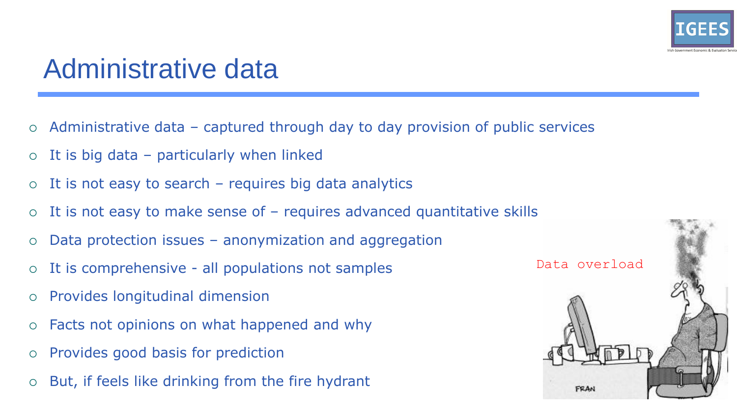# Administrative data

- Administrative data – captured through day to day provision of public services
- It is big data – particularly when linked
- It is not easy to search – requires big data analytics
- It is not easy to make sense of – requires advanced quantitative skills
- Data protection issues – anonymization and aggregation
- It is comprehensive - all populations not samples
- Provides longitudinal dimension
- Facts not opinions on what happened and why
- Provides good basis for prediction
- But, if feels like drinking from the fire hydrant

Data overload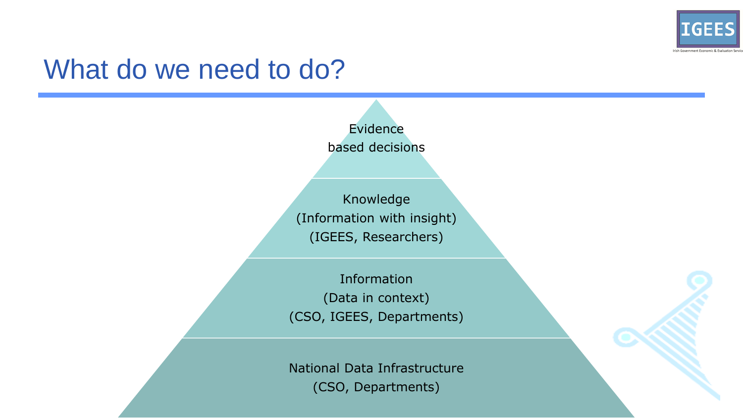# What do we need to do?

Evidence
based decisions

Knowledge
(Information with insight)
(IGEES, Researchers)

Information
(Data in context)
(CSO, IGEES, Departments)

National Data Infrastructure
(CSO, Departments)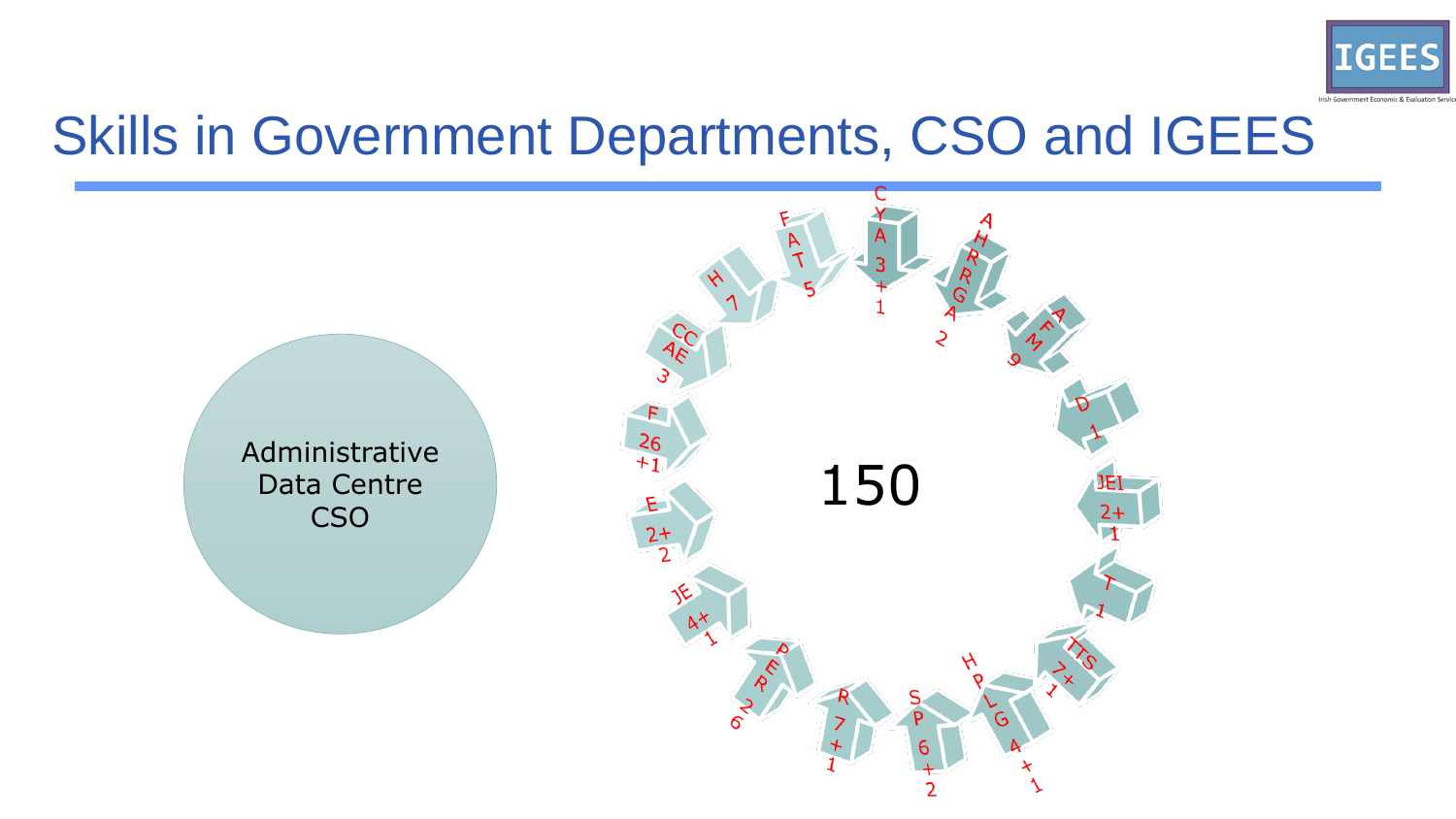# Skills in Government Departments, CSO and IGEES

Administrative Data Centre CSO

150

- CYA 3 + 1
- AHRGA 2
- AFM 9
- D 1
- JEI 2+1
- T 1
- TTS 7+1
- HPLG 4 + 1
- SP 6 + 2
- R 7 + 1
- PER 26
- JE 4+1
- E 2+2
- F 26 +1
- CCAE 3
- H 7
- FAT 5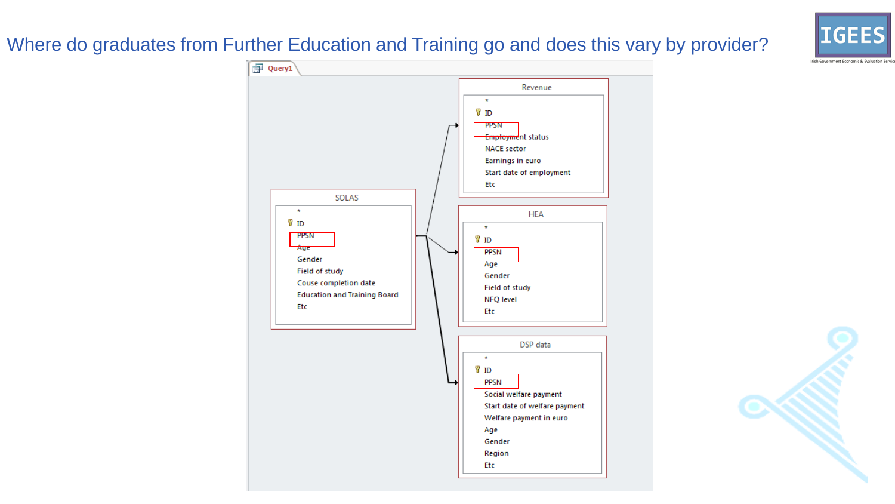# Where do graduates from Further Education and Training go and does this vary by provider?

Query1

**SOLAS**

- *
- ID
- PPSN
- Age
- Gender
- Field of study
- Couse completion date
- Education and Training Board
- Etc

**Revenue**

- *
- ID
- PPSN
- Employment status
- NACE sector
- Earnings in euro
- Start date of employment
- Etc

**HEA**

- *
- ID
- PPSN
- Age
- Gender
- Field of study
- NFQ level
- Etc

**DSP data**

- *
- ID
- PPSN
- Social welfare payment
- Start date of welfare payment
- Welfare payment in euro
- Age
- Gender
- Region
- Etc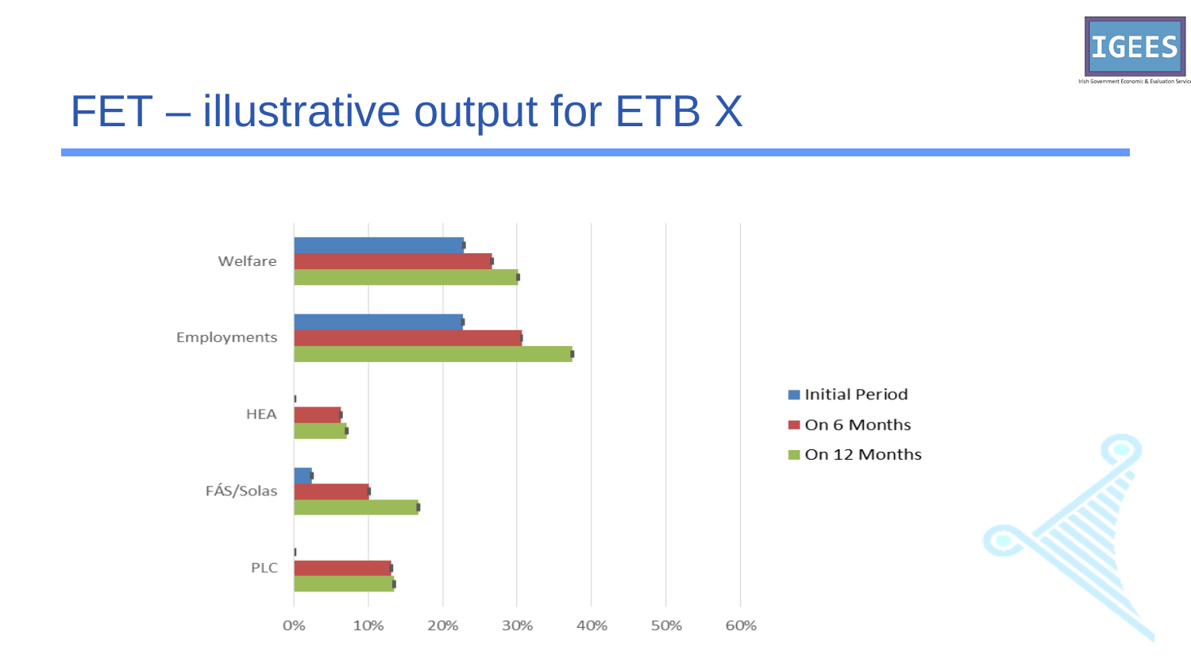# FET – illustrative output for ETB X

Welfare

Employments

HEA

FÁS/Solas

PLC

0% 10% 20% 30% 40% 50% 60%

- Initial Period
- On 6 Months
- On 12 Months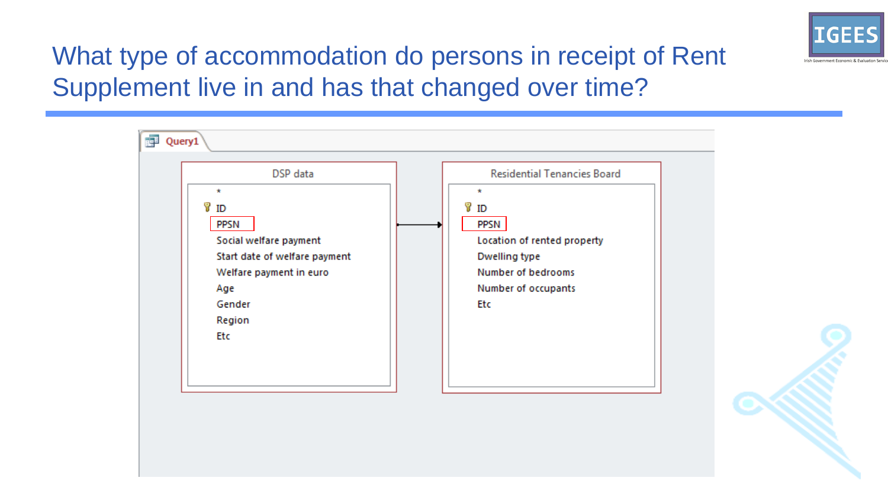# What type of accommodation do persons in receipt of Rent Supplement live in and has that changed over time?

Query1

| DSP data | Residential Tenancies Board |
| --- | --- |
| * | * |
| ID | ID |
| PPSN | PPSN |
| Social welfare payment | Location of rented property |
| Start date of welfare payment | Dwelling type |
| Welfare payment in euro | Number of bedrooms |
| Age | Number of occupants |
| Gender | Etc |
| Region | |
| Etc | |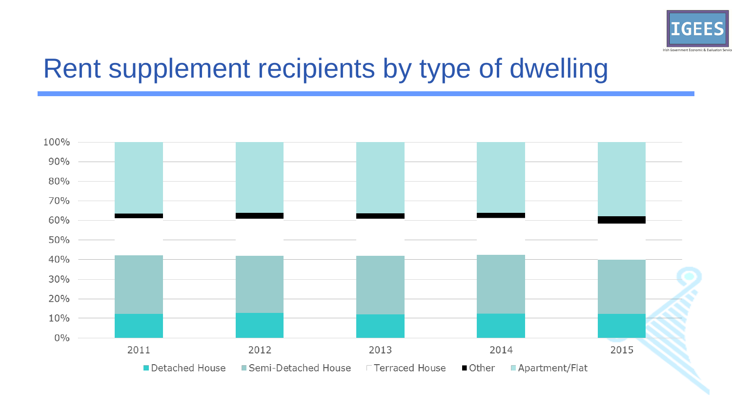# Rent supplement recipients by type of dwelling

100%
90%
80%
70%
60%
50%
40%
30%
20%
10%
0%

2011 2012 2013 2014 2015

Detached House Semi-Detached House Terraced House Other Apartment/Flat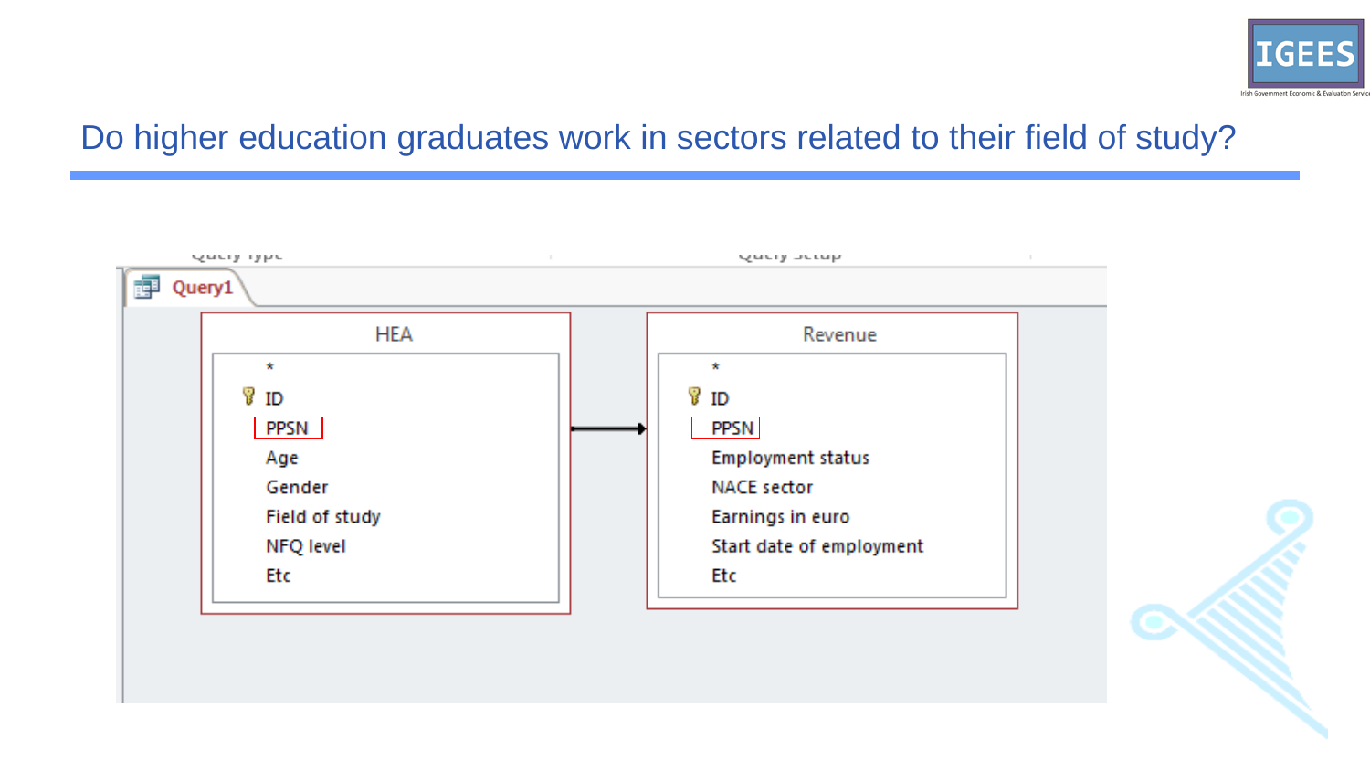# Do higher education graduates work in sectors related to their field of study?

Query1

**HEA**

- *
- ID
- PPSN
- Age
- Gender
- Field of study
- NFQ level
- Etc

**Revenue**

- *
- ID
- PPSN
- Employment status
- NACE sector
- Earnings in euro
- Start date of employment
- Etc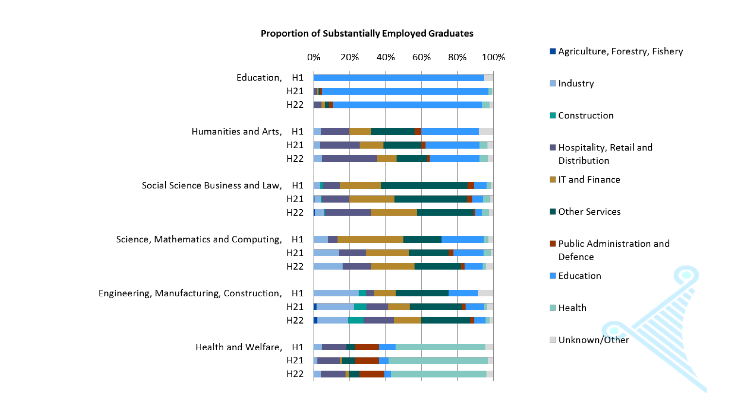## Proportion of Substantially Employed Graduates

| Field | Period |
|---|---|
| Education | H1 |
| | H21 |
| | H22 |
| Humanities and Arts | H1 |
| | H21 |
| | H22 |
| Social Science Business and Law | H1 |
| | H21 |
| | H22 |
| Science, Mathematics and Computing | H1 |
| | H21 |
| | H22 |
| Engineering, Manufacturing, Construction | H1 |
| | H21 |
| | H22 |
| Health and Welfare | H1 |
| | H21 |
| | H22 |

Axis: 0%, 20%, 40%, 60%, 80%, 100%

Legend:

- Agriculture, Forestry, Fishery
- Industry
- Construction
- Hospitality, Retail and Distribution
- IT and Finance
- Other Services
- Public Administration and Defence
- Education
- Health
- Unknown/Other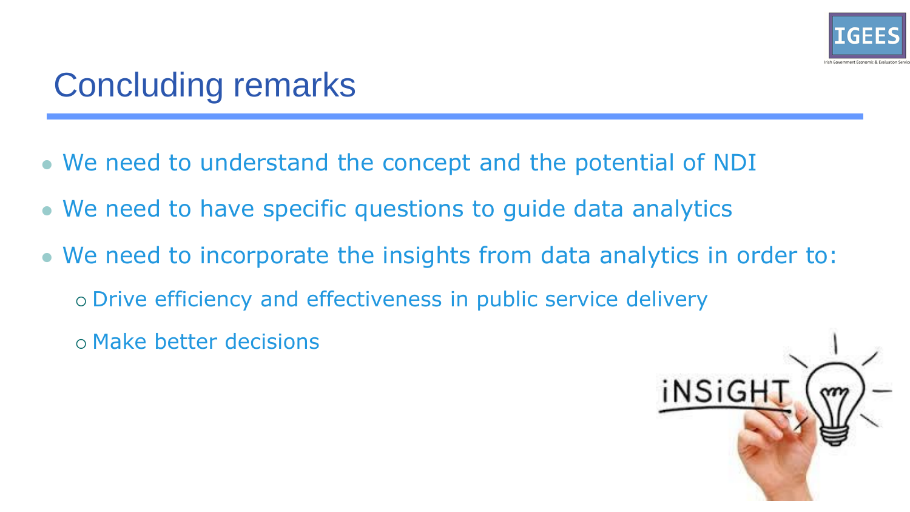# Concluding remarks

- We need to understand the concept and the potential of NDI
- We need to have specific questions to guide data analytics
- We need to incorporate the insights from data analytics in order to:
  - Drive efficiency and effectiveness in public service delivery
  - Make better decisions